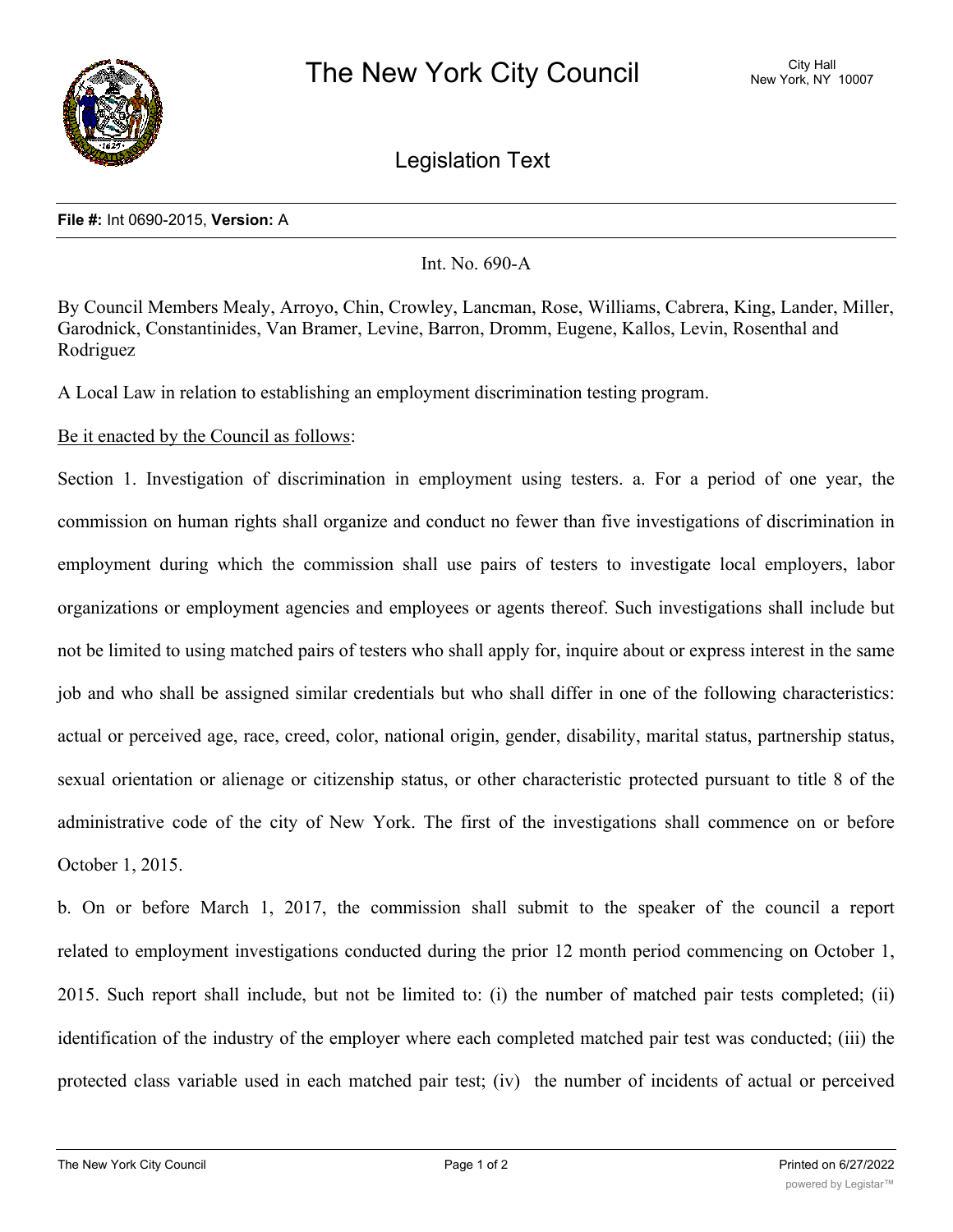# The New York City Council

City Hall
New York, NY 10007

## Legislation Text

**File #:** Int 0690-2015, **Version:** A

Int. No. 690-A

By Council Members Mealy, Arroyo, Chin, Crowley, Lancman, Rose, Williams, Cabrera, King, Lander, Miller, Garodnick, Constantinides, Van Bramer, Levine, Barron, Dromm, Eugene, Kallos, Levin, Rosenthal and Rodriguez

A Local Law in relation to establishing an employment discrimination testing program.

Be it enacted by the Council as follows:

Section 1. Investigation of discrimination in employment using testers. a. For a period of one year, the commission on human rights shall organize and conduct no fewer than five investigations of discrimination in employment during which the commission shall use pairs of testers to investigate local employers, labor organizations or employment agencies and employees or agents thereof. Such investigations shall include but not be limited to using matched pairs of testers who shall apply for, inquire about or express interest in the same job and who shall be assigned similar credentials but who shall differ in one of the following characteristics: actual or perceived age, race, creed, color, national origin, gender, disability, marital status, partnership status, sexual orientation or alienage or citizenship status, or other characteristic protected pursuant to title 8 of the administrative code of the city of New York. The first of the investigations shall commence on or before October 1, 2015.

b. On or before March 1, 2017, the commission shall submit to the speaker of the council a report related to employment investigations conducted during the prior 12 month period commencing on October 1, 2015. Such report shall include, but not be limited to: (i) the number of matched pair tests completed; (ii) identification of the industry of the employer where each completed matched pair test was conducted; (iii) the protected class variable used in each matched pair test; (iv) the number of incidents of actual or perceived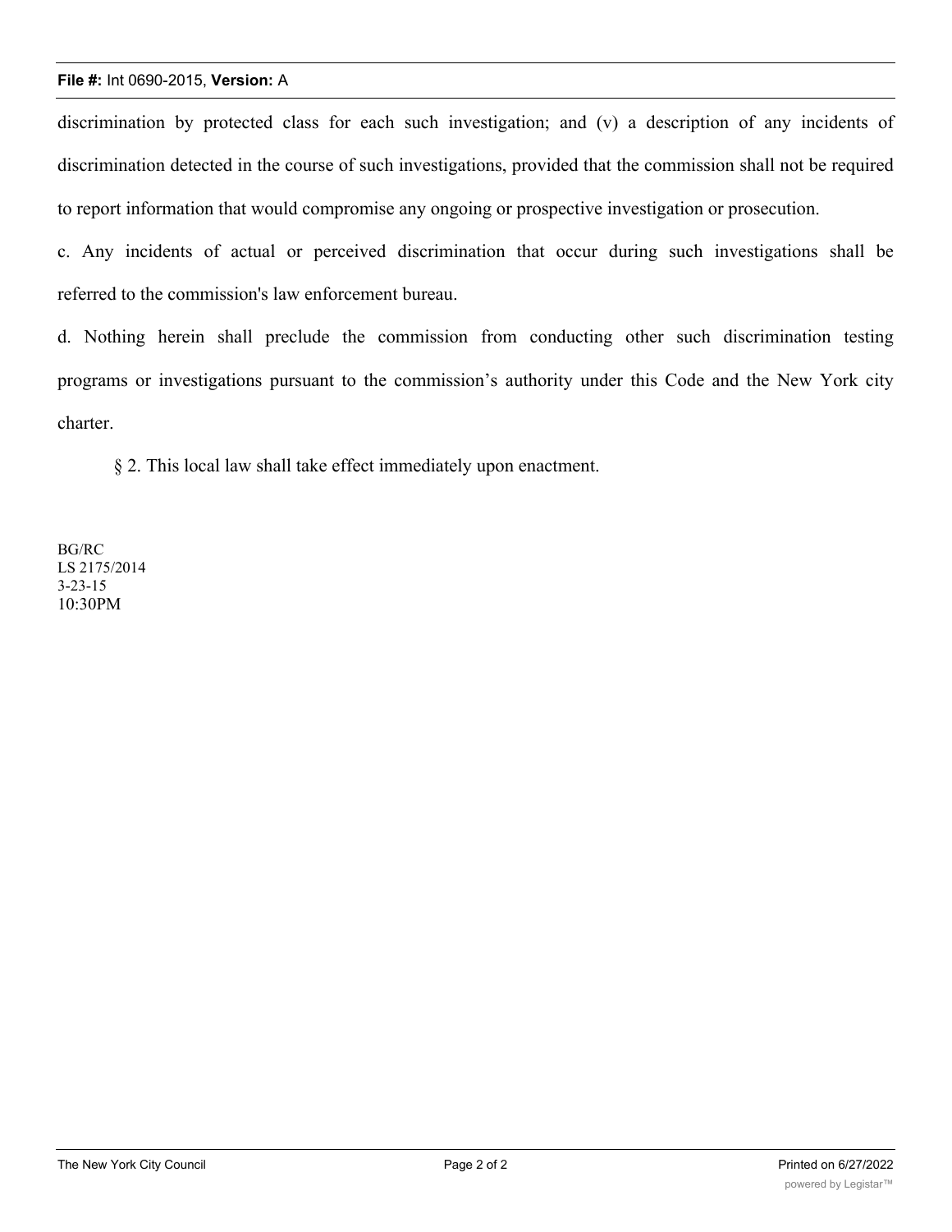discrimination by protected class for each such investigation; and (v) a description of any incidents of discrimination detected in the course of such investigations, provided that the commission shall not be required to report information that would compromise any ongoing or prospective investigation or prosecution.

c. Any incidents of actual or perceived discrimination that occur during such investigations shall be referred to the commission's law enforcement bureau.

d. Nothing herein shall preclude the commission from conducting other such discrimination testing programs or investigations pursuant to the commission's authority under this Code and the New York city charter.

§ 2. This local law shall take effect immediately upon enactment.

BG/RC
LS 2175/2014
3-23-15
10:30PM